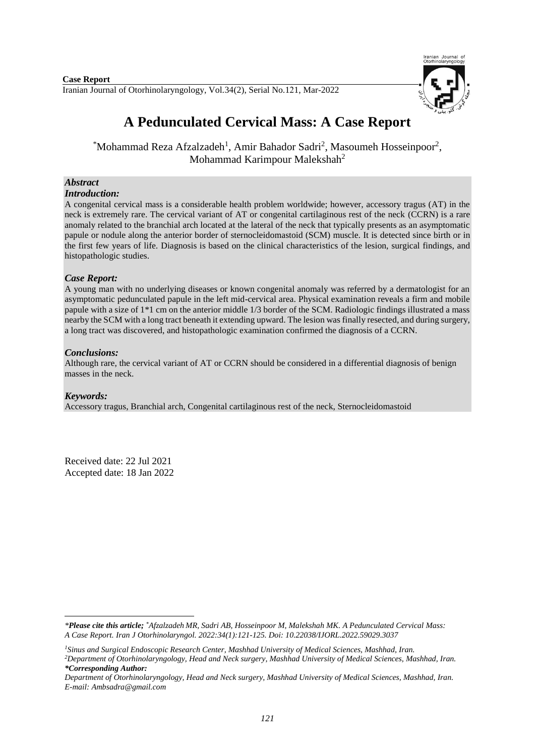**Case Report**

Iranian Journal of Otorhinolaryngology, Vol.34(2), Serial No.121, Mar-2022

# A Pedunculated Cervical Mass: A Case Report

*Mohammad Reza Afzalzadeh[1], Amir Bahador Sadri[2], Masoumeh Hosseinpoor[2], Mohammad Karimpour Malekshah[2]

### *Abstract*

#### *Introduction:*

A congenital cervical mass is a considerable health problem worldwide; however, accessory tragus (AT) in the neck is extremely rare. The cervical variant of AT or congenital cartilaginous rest of the neck (CCRN) is a rare anomaly related to the branchial arch located at the lateral of the neck that typically presents as an asymptomatic papule or nodule along the anterior border of sternocleidomastoid (SCM) muscle. It is detected since birth or in the first few years of life. Diagnosis is based on the clinical characteristics of the lesion, surgical findings, and histopathologic studies.

#### *Case Report:*

A young man with no underlying diseases or known congenital anomaly was referred by a dermatologist for an asymptomatic pedunculated papule in the left mid-cervical area. Physical examination reveals a firm and mobile papule with a size of 1*1 cm on the anterior middle 1/3 border of the SCM. Radiologic findings illustrated a mass nearby the SCM with a long tract beneath it extending upward. The lesion was finally resected, and during surgery, a long tract was discovered, and histopathologic examination confirmed the diagnosis of a CCRN.

#### *Conclusions:*

Although rare, the cervical variant of AT or CCRN should be considered in a differential diagnosis of benign masses in the neck.

#### *Keywords:*

Accessory tragus, Branchial arch, Congenital cartilaginous rest of the neck, Sternocleidomastoid

Received date: 22 Jul 2021
Accepted date: 18 Jan 2022

---

****Please cite this article;*** **Afzalzadeh MR, Sadri AB, Hosseinpoor M, Malekshah MK. A Pedunculated Cervical Mass: A Case Report. Iran J Otorhinolaryngol. 2022:34(1):121-125. Doi: 10.22038/IJORL.2022.59029.3037*

*[1]Sinus and Surgical Endoscopic Research Center, Mashhad University of Medical Sciences, Mashhad, Iran.*
*[2]Department of Otorhinolaryngology, Head and Neck surgery, Mashhad University of Medical Sciences, Mashhad, Iran.*
***Corresponding Author:***
*Department of Otorhinolaryngology, Head and Neck surgery, Mashhad University of Medical Sciences, Mashhad, Iran.*
*E-mail: Ambsadra@gmail.com*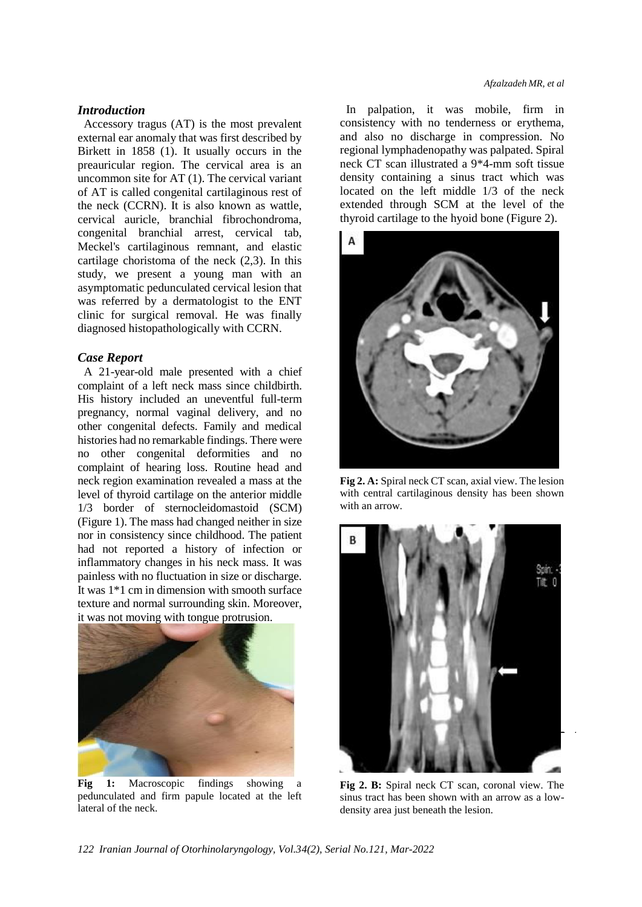## *Introduction*

Accessory tragus (AT) is the most prevalent external ear anomaly that was first described by Birkett in 1858 (1). It usually occurs in the preauricular region. The cervical area is an uncommon site for AT (1). The cervical variant of AT is called congenital cartilaginous rest of the neck (CCRN). It is also known as wattle, cervical auricle, branchial fibrochondroma, congenital branchial arrest, cervical tab, Meckel's cartilaginous remnant, and elastic cartilage choristoma of the neck (2,3). In this study, we present a young man with an asymptomatic pedunculated cervical lesion that was referred by a dermatologist to the ENT clinic for surgical removal. He was finally diagnosed histopathologically with CCRN.

## *Case Report*

A 21-year-old male presented with a chief complaint of a left neck mass since childbirth. His history included an uneventful full-term pregnancy, normal vaginal delivery, and no other congenital defects. Family and medical histories had no remarkable findings. There were no other congenital deformities and no complaint of hearing loss. Routine head and neck region examination revealed a mass at the level of thyroid cartilage on the anterior middle 1/3 border of sternocleidomastoid (SCM) (Figure 1). The mass had changed neither in size nor in consistency since childhood. The patient had not reported a history of infection or inflammatory changes in his neck mass. It was painless with no fluctuation in size or discharge. It was 1*1 cm in dimension with smooth surface texture and normal surrounding skin. Moreover, it was not moving with tongue protrusion.

**Fig 1:** Macroscopic findings showing a pedunculated and firm papule located at the left lateral of the neck.

In palpation, it was mobile, firm in consistency with no tenderness or erythema, and also no discharge in compression. No regional lymphadenopathy was palpated. Spiral neck CT scan illustrated a 9*4-mm soft tissue density containing a sinus tract which was located on the left middle 1/3 of the neck extended through SCM at the level of the thyroid cartilage to the hyoid bone (Figure 2).

**Fig 2. A:** Spiral neck CT scan, axial view. The lesion with central cartilaginous density has been shown with an arrow.

**Fig 2. B:** Spiral neck CT scan, coronal view. The sinus tract has been shown with an arrow as a low-density area just beneath the lesion.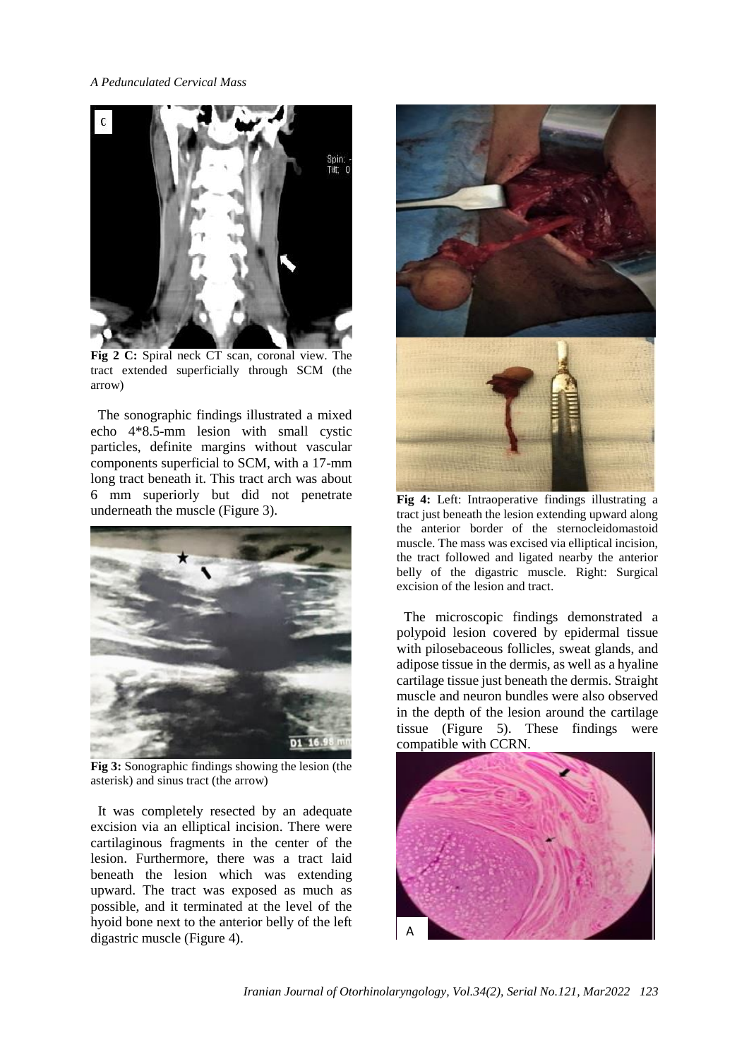**Fig 2 C:** Spiral neck CT scan, coronal view. The tract extended superficially through SCM (the arrow)

The sonographic findings illustrated a mixed echo 4*8.5-mm lesion with small cystic particles, definite margins without vascular components superficial to SCM, with a 17-mm long tract beneath it. This tract arch was about 6 mm superiorly but did not penetrate underneath the muscle (Figure 3).

**Fig 3:** Sonographic findings showing the lesion (the asterisk) and sinus tract (the arrow)

It was completely resected by an adequate excision via an elliptical incision. There were cartilaginous fragments in the center of the lesion. Furthermore, there was a tract laid beneath the lesion which was extending upward. The tract was exposed as much as possible, and it terminated at the level of the hyoid bone next to the anterior belly of the left digastric muscle (Figure 4).

**Fig 4:** Left: Intraoperative findings illustrating a tract just beneath the lesion extending upward along the anterior border of the sternocleidomastoid muscle. The mass was excised via elliptical incision, the tract followed and ligated nearby the anterior belly of the digastric muscle. Right: Surgical excision of the lesion and tract.

The microscopic findings demonstrated a polypoid lesion covered by epidermal tissue with pilosebaceous follicles, sweat glands, and adipose tissue in the dermis, as well as a hyaline cartilage tissue just beneath the dermis. Straight muscle and neuron bundles were also observed in the depth of the lesion around the cartilage tissue (Figure 5). These findings were compatible with CCRN.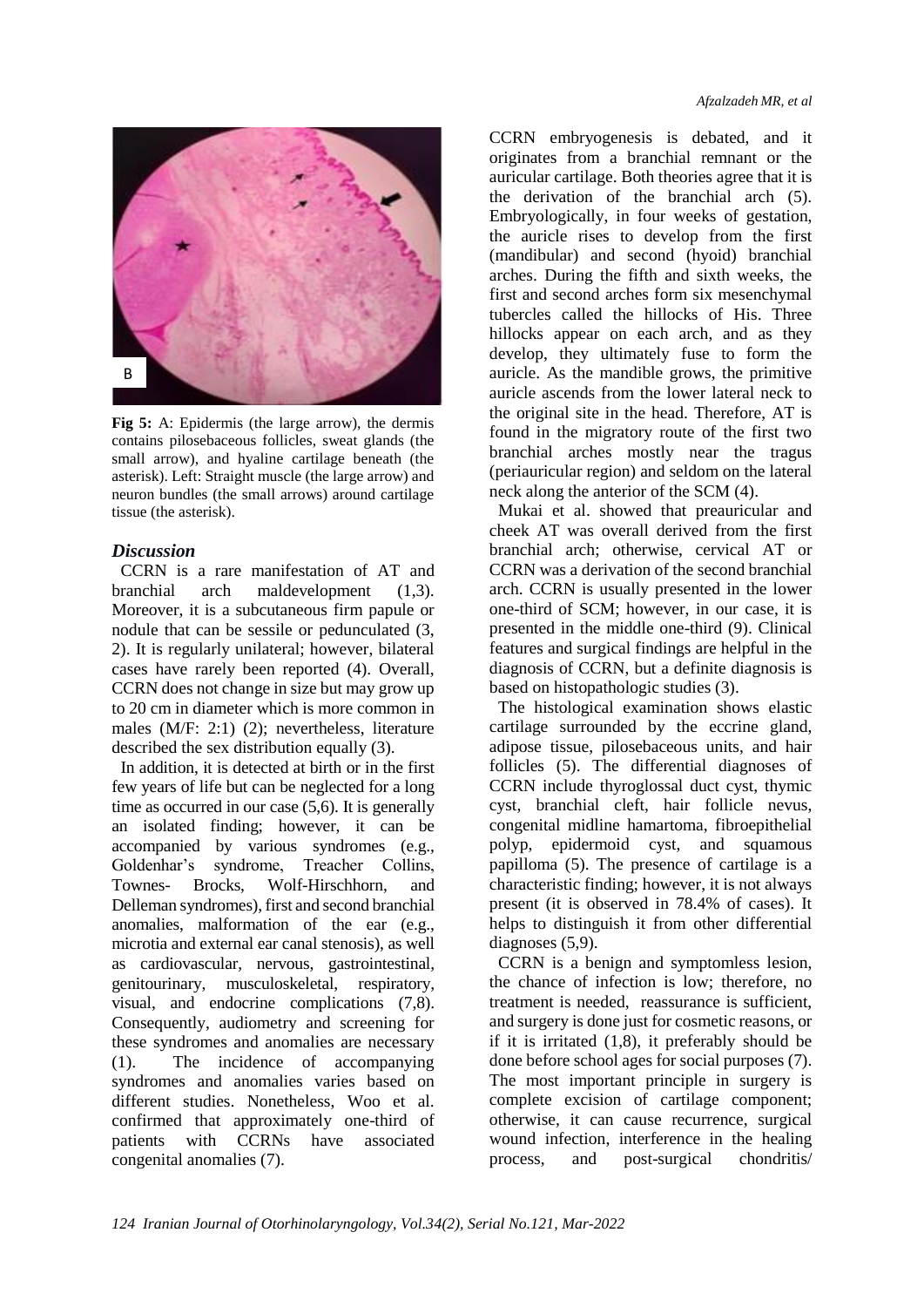**Fig 5:** A: Epidermis (the large arrow), the dermis contains pilosebaceous follicles, sweat glands (the small arrow), and hyaline cartilage beneath (the asterisk). Left: Straight muscle (the large arrow) and neuron bundles (the small arrows) around cartilage tissue (the asterisk).

### *Discussion*

CCRN is a rare manifestation of AT and branchial arch maldevelopment (1,3). Moreover, it is a subcutaneous firm papule or nodule that can be sessile or pedunculated (3, 2). It is regularly unilateral; however, bilateral cases have rarely been reported (4). Overall, CCRN does not change in size but may grow up to 20 cm in diameter which is more common in males (M/F: 2:1) (2); nevertheless, literature described the sex distribution equally (3).

In addition, it is detected at birth or in the first few years of life but can be neglected for a long time as occurred in our case (5,6). It is generally an isolated finding; however, it can be accompanied by various syndromes (e.g., Goldenhar's syndrome, Treacher Collins, Townes- Brocks, Wolf-Hirschhorn, and Delleman syndromes), first and second branchial anomalies, malformation of the ear (e.g., microtia and external ear canal stenosis), as well as cardiovascular, nervous, gastrointestinal, genitourinary, musculoskeletal, respiratory, visual, and endocrine complications (7,8). Consequently, audiometry and screening for these syndromes and anomalies are necessary (1). The incidence of accompanying syndromes and anomalies varies based on different studies. Nonetheless, Woo et al. confirmed that approximately one-third of patients with CCRNs have associated congenital anomalies (7).

CCRN embryogenesis is debated, and it originates from a branchial remnant or the auricular cartilage. Both theories agree that it is the derivation of the branchial arch (5). Embryologically, in four weeks of gestation, the auricle rises to develop from the first (mandibular) and second (hyoid) branchial arches. During the fifth and sixth weeks, the first and second arches form six mesenchymal tubercles called the hillocks of His. Three hillocks appear on each arch, and as they develop, they ultimately fuse to form the auricle. As the mandible grows, the primitive auricle ascends from the lower lateral neck to the original site in the head. Therefore, AT is found in the migratory route of the first two branchial arches mostly near the tragus (periauricular region) and seldom on the lateral neck along the anterior of the SCM (4).

Mukai et al. showed that preauricular and cheek AT was overall derived from the first branchial arch; otherwise, cervical AT or CCRN was a derivation of the second branchial arch. CCRN is usually presented in the lower one-third of SCM; however, in our case, it is presented in the middle one-third (9). Clinical features and surgical findings are helpful in the diagnosis of CCRN, but a definite diagnosis is based on histopathologic studies (3).

The histological examination shows elastic cartilage surrounded by the eccrine gland, adipose tissue, pilosebaceous units, and hair follicles (5). The differential diagnoses of CCRN include thyroglossal duct cyst, thymic cyst, branchial cleft, hair follicle nevus, congenital midline hamartoma, fibroepithelial polyp, epidermoid cyst, and squamous papilloma (5). The presence of cartilage is a characteristic finding; however, it is not always present (it is observed in 78.4% of cases). It helps to distinguish it from other differential diagnoses (5,9).

CCRN is a benign and symptomless lesion, the chance of infection is low; therefore, no treatment is needed, reassurance is sufficient, and surgery is done just for cosmetic reasons, or if it is irritated (1,8), it preferably should be done before school ages for social purposes (7). The most important principle in surgery is complete excision of cartilage component; otherwise, it can cause recurrence, surgical wound infection, interference in the healing process, and post-surgical chondritis/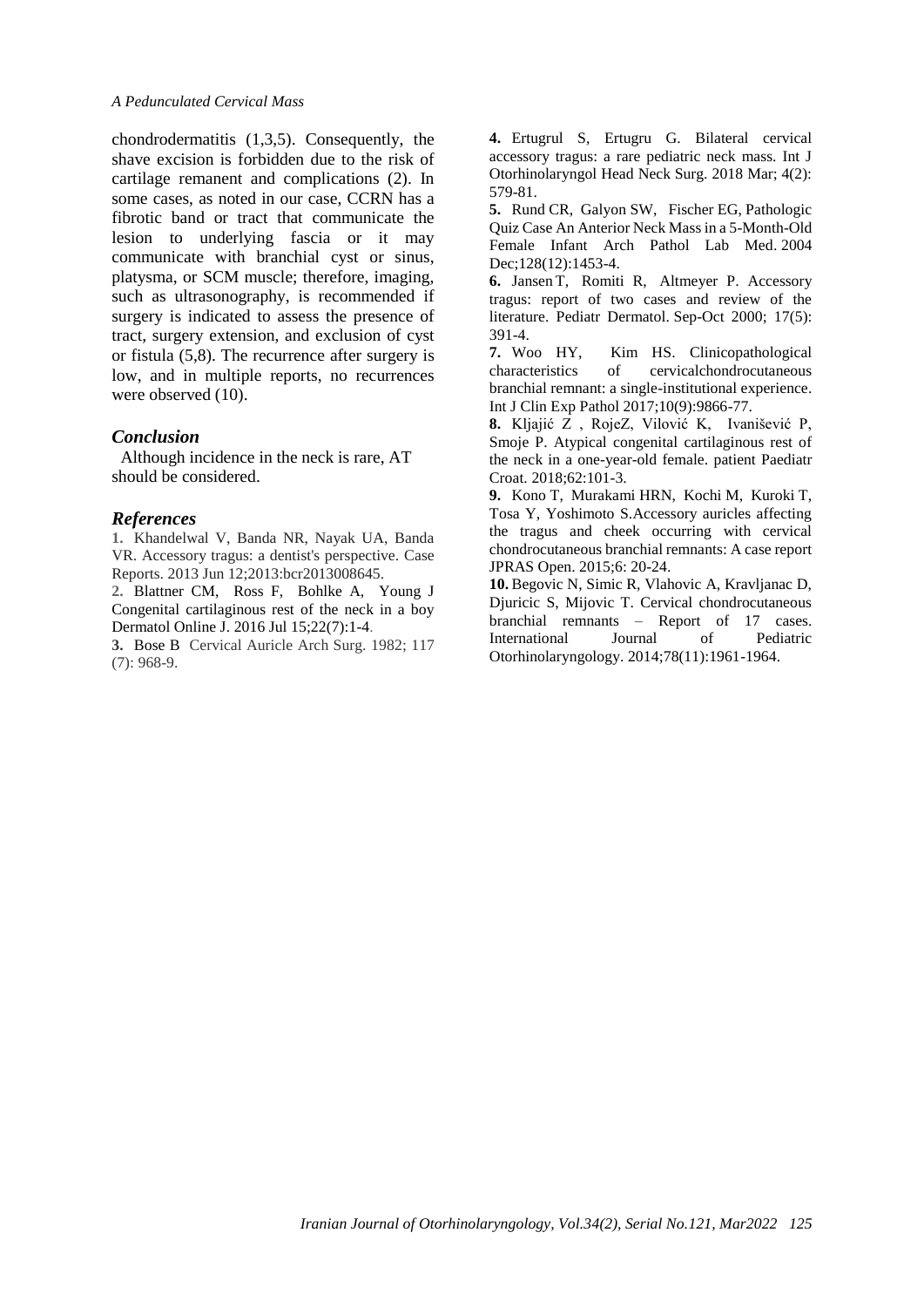chondrodermatitis (1,3,5). Consequently, the shave excision is forbidden due to the risk of cartilage remanent and complications (2). In some cases, as noted in our case, CCRN has a fibrotic band or tract that communicate the lesion to underlying fascia or it may communicate with branchial cyst or sinus, platysma, or SCM muscle; therefore, imaging, such as ultrasonography, is recommended if surgery is indicated to assess the presence of tract, surgery extension, and exclusion of cyst or fistula (5,8). The recurrence after surgery is low, and in multiple reports, no recurrences were observed (10).

## *Conclusion*

Although incidence in the neck is rare, AT should be considered.

## *References*

**1.** Khandelwal V, Banda NR, Nayak UA, Banda VR. Accessory tragus: a dentist's perspective. Case Reports. 2013 Jun 12;2013:bcr2013008645.

**2.** Blattner CM, Ross F, Bohlke A, Young J Congenital cartilaginous rest of the neck in a boy Dermatol Online J. 2016 Jul 15;22(7):1-4.

**3.** Bose B Cervical Auricle Arch Surg. 1982; 117 (7): 968-9.

**4.** Ertugrul S, Ertugru G. Bilateral cervical accessory tragus: a rare pediatric neck mass. Int J Otorhinolaryngol Head Neck Surg. 2018 Mar; 4(2): 579-81.

**5.** Rund CR, Galyon SW, Fischer EG, Pathologic Quiz Case An Anterior Neck Mass in a 5-Month-Old Female Infant Arch Pathol Lab Med. 2004 Dec;128(12):1453-4.

**6.** Jansen T, Romiti R, Altmeyer P. Accessory tragus: report of two cases and review of the literature. Pediatr Dermatol. Sep-Oct 2000; 17(5): 391-4.

**7.** Woo HY, Kim HS. Clinicopathological characteristics of cervicalchondrocutaneous branchial remnant: a single-institutional experience. Int J Clin Exp Pathol 2017;10(9):9866-77.

**8.** Kljajić Z , RojeZ, Vilović K, Ivanišević P, Smoje P. Atypical congenital cartilaginous rest of the neck in a one-year-old female. patient Paediatr Croat. 2018;62:101-3.

**9.** Kono T, Murakami HRN, Kochi M, Kuroki T, Tosa Y, Yoshimoto S.Accessory auricles affecting the tragus and cheek occurring with cervical chondrocutaneous branchial remnants: A case report JPRAS Open. 2015;6: 20-24.

**10.** Begovic N, Simic R, Vlahovic A, Kravljanac D, Djuricic S, Mijovic T. Cervical chondrocutaneous branchial remnants – Report of 17 cases. International Journal of Pediatric Otorhinolaryngology. 2014;78(11):1961-1964.